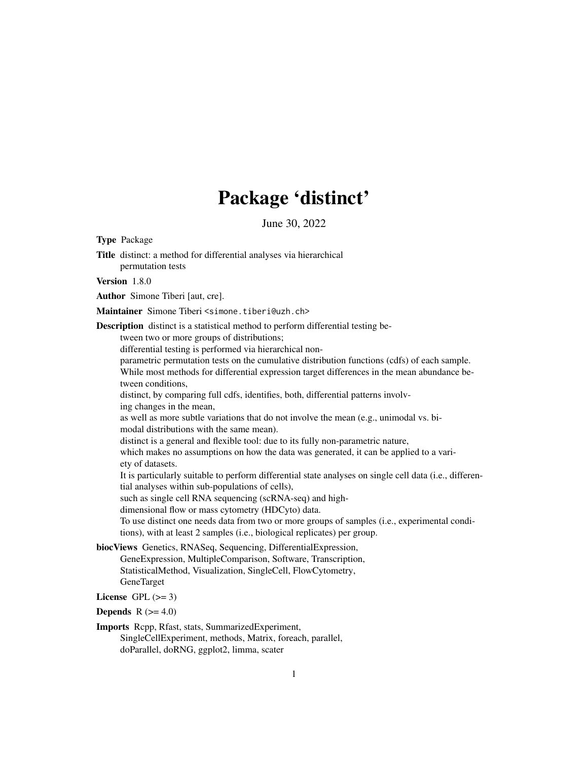# Package 'distinct'

June 30, 2022

**Type** Package

**Title** distinct: a method for differential analyses via hierarchical permutation tests

**Version** 1.8.0

**Author** Simone Tiberi [aut, cre].

**Maintainer** Simone Tiberi <simone.tiberi@uzh.ch>

**Description** distinct is a statistical method to perform differential testing between two or more groups of distributions;
differential testing is performed via hierarchical non-parametric permutation tests on the cumulative distribution functions (cdfs) of each sample.
While most methods for differential expression target differences in the mean abundance between conditions,
distinct, by comparing full cdfs, identifies, both, differential patterns involving changes in the mean,
as well as more subtle variations that do not involve the mean (e.g., unimodal vs. bimodal distributions with the same mean).
distinct is a general and flexible tool: due to its fully non-parametric nature,
which makes no assumptions on how the data was generated, it can be applied to a variety of datasets.
It is particularly suitable to perform differential state analyses on single cell data (i.e., differential analyses within sub-populations of cells),
such as single cell RNA sequencing (scRNA-seq) and high-dimensional flow or mass cytometry (HDCyto) data.
To use distinct one needs data from two or more groups of samples (i.e., experimental conditions), with at least 2 samples (i.e., biological replicates) per group.

**biocViews** Genetics, RNASeq, Sequencing, DifferentialExpression, GeneExpression, MultipleComparison, Software, Transcription, StatisticalMethod, Visualization, SingleCell, FlowCytometry, GeneTarget

**License** GPL (>= 3)

**Depends** R (>= 4.0)

**Imports** Rcpp, Rfast, stats, SummarizedExperiment, SingleCellExperiment, methods, Matrix, foreach, parallel, doParallel, doRNG, ggplot2, limma, scater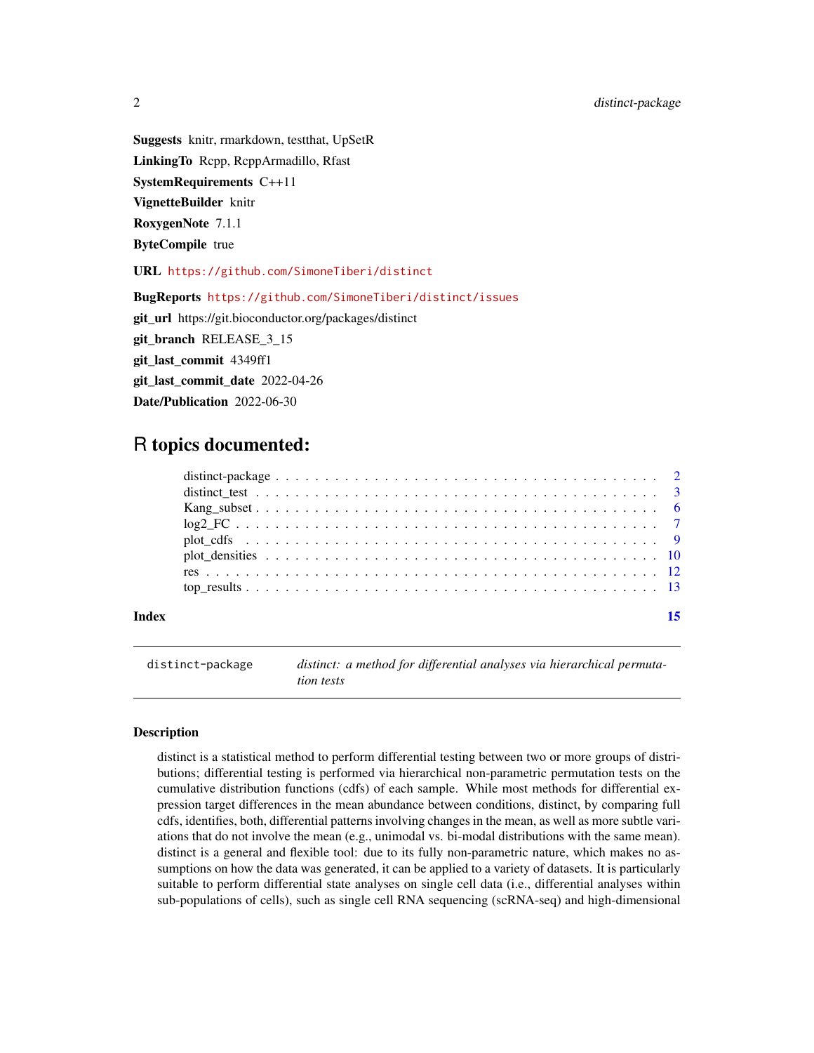**Suggests** knitr, rmarkdown, testthat, UpSetR

**LinkingTo** Rcpp, RcppArmadillo, Rfast

**SystemRequirements** C++11

**VignetteBuilder** knitr

**RoxygenNote** 7.1.1

**ByteCompile** true

**URL** https://github.com/SimoneTiberi/distinct

**BugReports** https://github.com/SimoneTiberi/distinct/issues

**git_url** https://git.bioconductor.org/packages/distinct

**git_branch** RELEASE_3_15

**git_last_commit** 4349ff1

**git_last_commit_date** 2022-04-26

**Date/Publication** 2022-06-30

# R topics documented:

- distinct-package . . . . . . . . . . . . . . . . . . . . . . . . . . . . . . . . . . . . . . 2
- distinct_test . . . . . . . . . . . . . . . . . . . . . . . . . . . . . . . . . . . . . . . 3
- Kang_subset . . . . . . . . . . . . . . . . . . . . . . . . . . . . . . . . . . . . . . . 6
- log2_FC . . . . . . . . . . . . . . . . . . . . . . . . . . . . . . . . . . . . . . . 7
- plot_cdfs . . . . . . . . . . . . . . . . . . . . . . . . . . . . . . . . . . . . . . . 9
- plot_densities . . . . . . . . . . . . . . . . . . . . . . . . . . . . . . . . . . . . . 10
- res . . . . . . . . . . . . . . . . . . . . . . . . . . . . . . . . . . . . . . . 12
- top_results . . . . . . . . . . . . . . . . . . . . . . . . . . . . . . . . . . . . . 13

**Index** 15

---

`distinct-package` *distinct: a method for differential analyses via hierarchical permutation tests*

---

### Description

distinct is a statistical method to perform differential testing between two or more groups of distributions; differential testing is performed via hierarchical non-parametric permutation tests on the cumulative distribution functions (cdfs) of each sample. While most methods for differential expression target differences in the mean abundance between conditions, distinct, by comparing full cdfs, identifies, both, differential patterns involving changes in the mean, as well as more subtle variations that do not involve the mean (e.g., unimodal vs. bi-modal distributions with the same mean). distinct is a general and flexible tool: due to its fully non-parametric nature, which makes no assumptions on how the data was generated, it can be applied to a variety of datasets. It is particularly suitable to perform differential state analyses on single cell data (i.e., differential analyses within sub-populations of cells), such as single cell RNA sequencing (scRNA-seq) and high-dimensional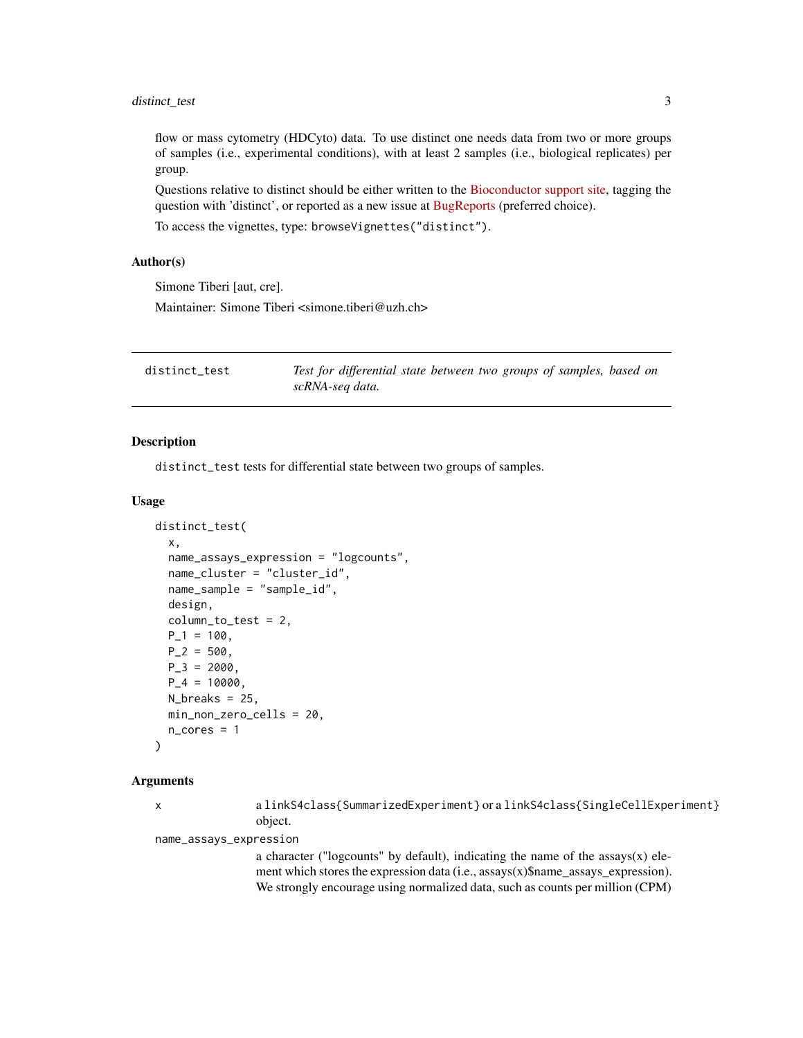flow or mass cytometry (HDCyto) data. To use distinct one needs data from two or more groups of samples (i.e., experimental conditions), with at least 2 samples (i.e., biological replicates) per group.

Questions relative to distinct should be either written to the Bioconductor support site, tagging the question with 'distinct', or reported as a new issue at BugReports (preferred choice).

To access the vignettes, type: `browseVignettes("distinct")`.

### Author(s)

Simone Tiberi [aut, cre].

Maintainer: Simone Tiberi <simone.tiberi@uzh.ch>

---

## distinct_test

*Test for differential state between two groups of samples, based on scRNA-seq data.*

---

### Description

`distinct_test` tests for differential state between two groups of samples.

### Usage

```
distinct_test(
  x,
  name_assays_expression = "logcounts",
  name_cluster = "cluster_id",
  name_sample = "sample_id",
  design,
  column_to_test = 2,
  P_1 = 100,
  P_2 = 500,
  P_3 = 2000,
  P_4 = 10000,
  N_breaks = 25,
  min_non_zero_cells = 20,
  n_cores = 1
)
```

### Arguments

`x`
: a `linkS4class{SummarizedExperiment}` or a `linkS4class{SingleCellExperiment}` object.

`name_assays_expression`
: a character ("logcounts" by default), indicating the name of the assays(x) element which stores the expression data (i.e., assays(x)$name_assays_expression). We strongly encourage using normalized data, such as counts per million (CPM)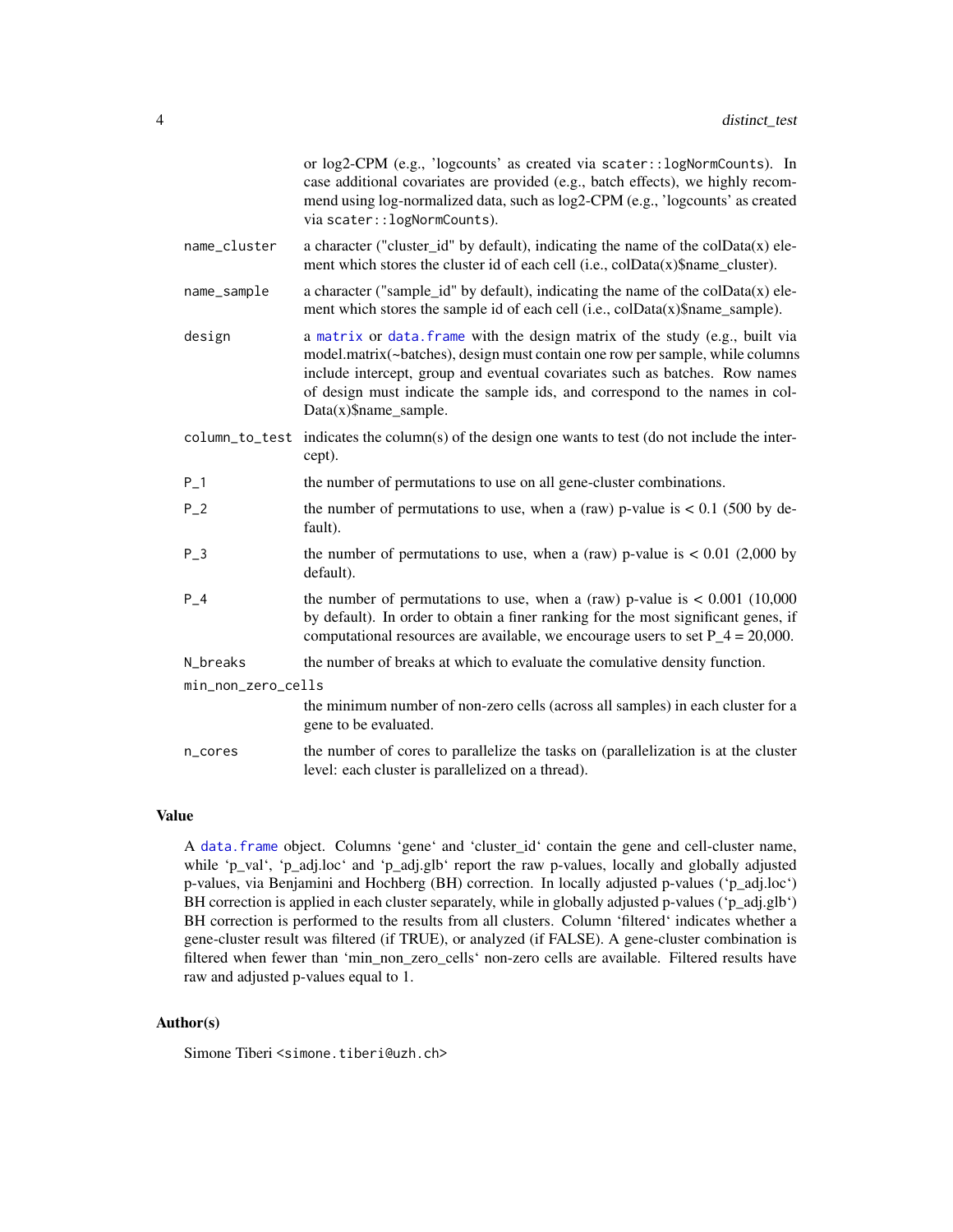or log2-CPM (e.g., 'logcounts' as created via `scater::logNormCounts`). In case additional covariates are provided (e.g., batch effects), we highly recommend using log-normalized data, such as log2-CPM (e.g., 'logcounts' as created via `scater::logNormCounts`).

| | |
|---|---|
| `name_cluster` | a character ("cluster_id" by default), indicating the name of the colData(x) element which stores the cluster id of each cell (i.e., colData(x)$name_cluster). |
| `name_sample` | a character ("sample_id" by default), indicating the name of the colData(x) element which stores the sample id of each cell (i.e., colData(x)$name_sample). |
| `design` | a matrix or data.frame with the design matrix of the study (e.g., built via model.matrix(~batches), design must contain one row per sample, while columns include intercept, group and eventual covariates such as batches. Row names of design must indicate the sample ids, and correspond to the names in colData(x)$name_sample. |
| `column_to_test` | indicates the column(s) of the design one wants to test (do not include the intercept). |
| `P_1` | the number of permutations to use on all gene-cluster combinations. |
| `P_2` | the number of permutations to use, when a (raw) p-value is < 0.1 (500 by default). |
| `P_3` | the number of permutations to use, when a (raw) p-value is < 0.01 (2,000 by default). |
| `P_4` | the number of permutations to use, when a (raw) p-value is < 0.001 (10,000 by default). In order to obtain a finer ranking for the most significant genes, if computational resources are available, we encourage users to set P_4 = 20,000. |
| `N_breaks` | the number of breaks at which to evaluate the comulative density function. |
| `min_non_zero_cells` | the minimum number of non-zero cells (across all samples) in each cluster for a gene to be evaluated. |
| `n_cores` | the number of cores to parallelize the tasks on (parallelization is at the cluster level: each cluster is parallelized on a thread). |

## Value

A data.frame object. Columns 'gene' and 'cluster_id' contain the gene and cell-cluster name, while 'p_val', 'p_adj.loc' and 'p_adj.glb' report the raw p-values, locally and globally adjusted p-values, via Benjamini and Hochberg (BH) correction. In locally adjusted p-values ('p_adj.loc') BH correction is applied in each cluster separately, while in globally adjusted p-values ('p_adj.glb') BH correction is performed to the results from all clusters. Column 'filtered' indicates whether a gene-cluster result was filtered (if TRUE), or analyzed (if FALSE). A gene-cluster combination is filtered when fewer than 'min_non_zero_cells' non-zero cells are available. Filtered results have raw and adjusted p-values equal to 1.

## Author(s)

Simone Tiberi <simone.tiberi@uzh.ch>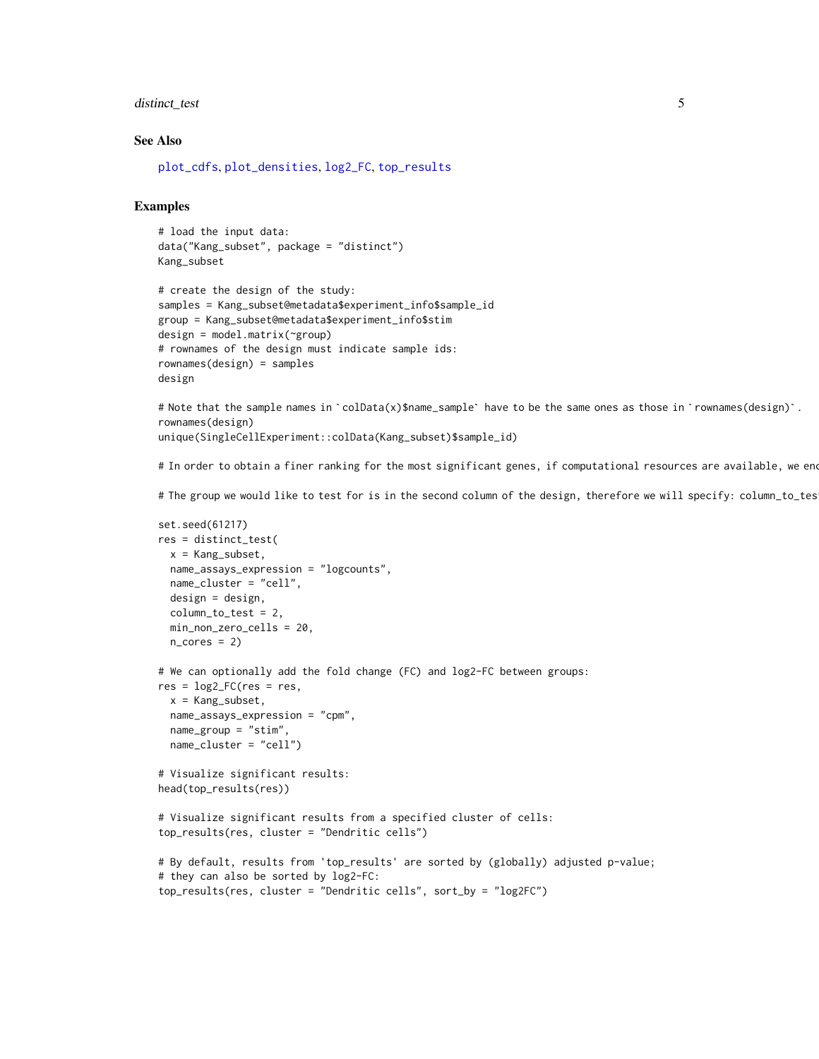## See Also

plot_cdfs, plot_densities, log2_FC, top_results

## Examples

```
# load the input data:
data("Kang_subset", package = "distinct")
Kang_subset

# create the design of the study:
samples = Kang_subset@metadata$experiment_info$sample_id
group = Kang_subset@metadata$experiment_info$stim
design = model.matrix(~group)
# rownames of the design must indicate sample ids:
rownames(design) = samples
design

# Note that the sample names in `colData(x)$name_sample` have to be the same ones as those in `rownames(design)`.
rownames(design)
unique(SingleCellExperiment::colData(Kang_subset)$sample_id)

# In order to obtain a finer ranking for the most significant genes, if computational resources are available, we enc

# The group we would like to test for is in the second column of the design, therefore we will specify: column_to_tes

set.seed(61217)
res = distinct_test(
  x = Kang_subset,
  name_assays_expression = "logcounts",
  name_cluster = "cell",
  design = design,
  column_to_test = 2,
  min_non_zero_cells = 20,
  n_cores = 2)

# We can optionally add the fold change (FC) and log2-FC between groups:
res = log2_FC(res = res,
  x = Kang_subset,
  name_assays_expression = "cpm",
  name_group = "stim",
  name_cluster = "cell")

# Visualize significant results:
head(top_results(res))

# Visualize significant results from a specified cluster of cells:
top_results(res, cluster = "Dendritic cells")

# By default, results from 'top_results' are sorted by (globally) adjusted p-value;
# they can also be sorted by log2-FC:
top_results(res, cluster = "Dendritic cells", sort_by = "log2FC")
```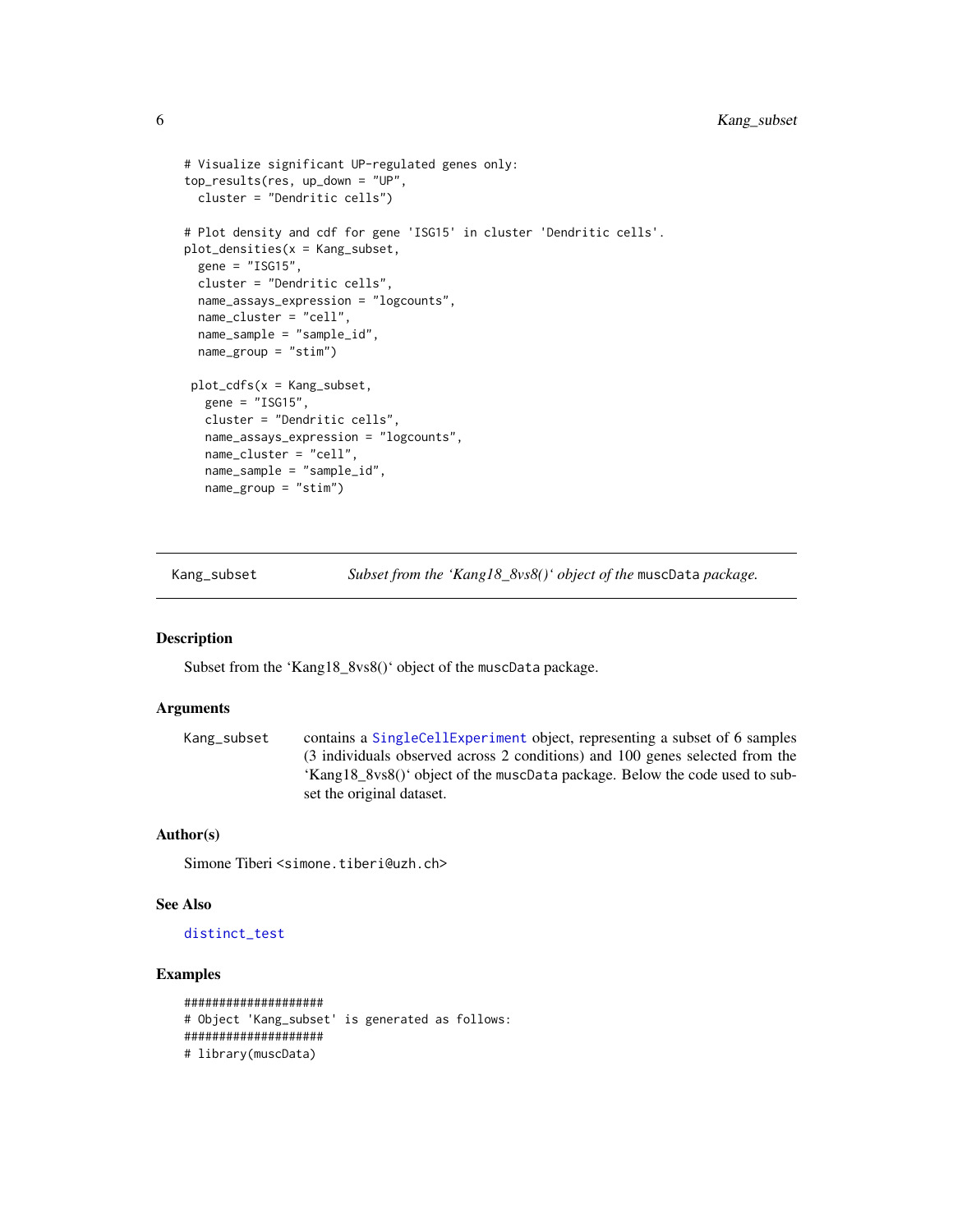```
# Visualize significant UP-regulated genes only:
top_results(res, up_down = "UP",
  cluster = "Dendritic cells")

# Plot density and cdf for gene 'ISG15' in cluster 'Dendritic cells'.
plot_densities(x = Kang_subset,
  gene = "ISG15",
  cluster = "Dendritic cells",
  name_assays_expression = "logcounts",
  name_cluster = "cell",
  name_sample = "sample_id",
  name_group = "stim")

 plot_cdfs(x = Kang_subset,
   gene = "ISG15",
   cluster = "Dendritic cells",
   name_assays_expression = "logcounts",
   name_cluster = "cell",
   name_sample = "sample_id",
   name_group = "stim")
```

---

## Kang_subset — *Subset from the 'Kang18_8vs8()' object of the* muscData *package.*

### Description

Subset from the 'Kang18_8vs8()' object of the muscData package.

### Arguments

| | |
|---|---|
| Kang_subset | contains a SingleCellExperiment object, representing a subset of 6 samples (3 individuals observed across 2 conditions) and 100 genes selected from the 'Kang18_8vs8()' object of the muscData package. Below the code used to subset the original dataset. |

### Author(s)

Simone Tiberi <simone.tiberi@uzh.ch>

### See Also

distinct_test

### Examples

```
###################
# Object 'Kang_subset' is generated as follows:
###################
# library(muscData)
```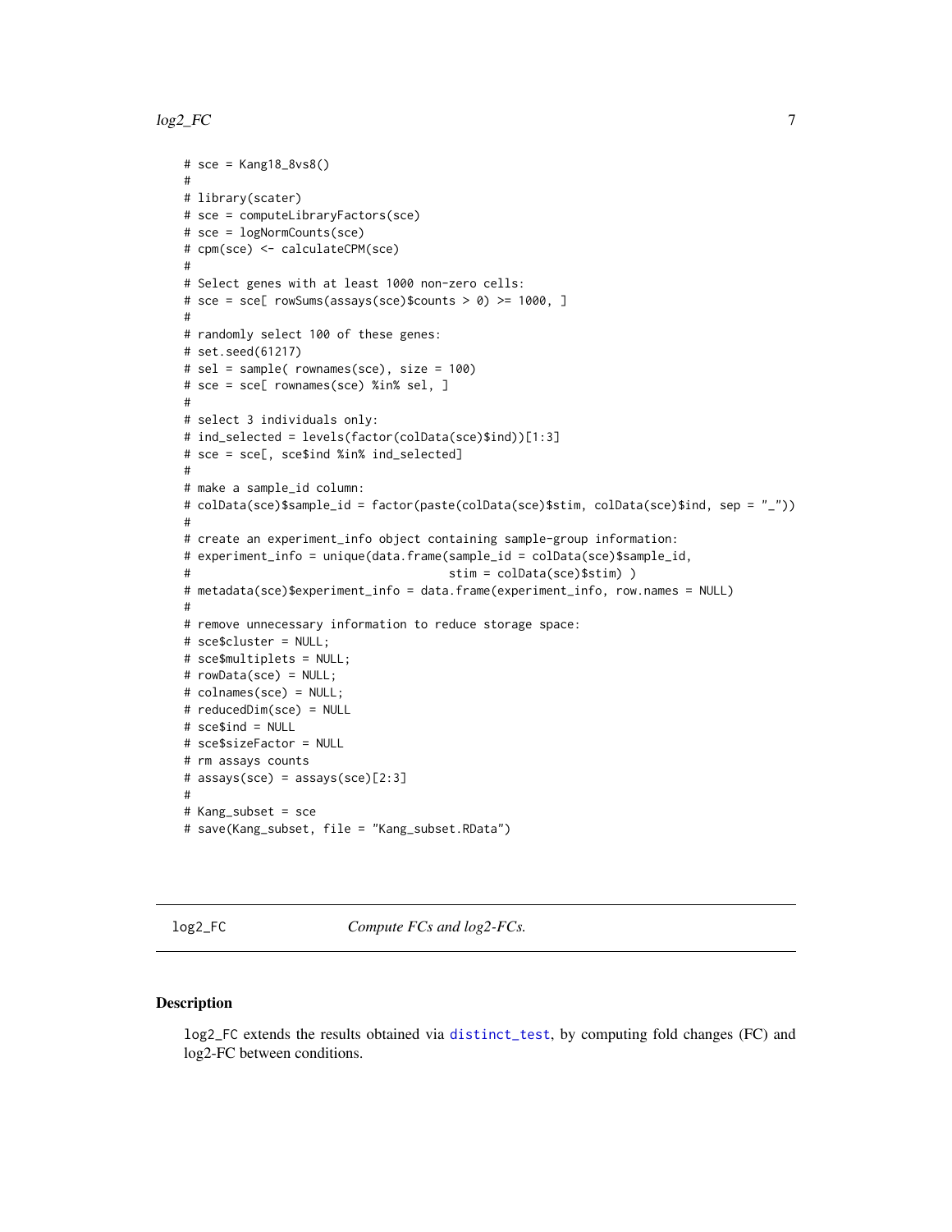```
# sce = Kang18_8vs8()
#
# library(scater)
# sce = computeLibraryFactors(sce)
# sce = logNormCounts(sce)
# cpm(sce) <- calculateCPM(sce)
#
# Select genes with at least 1000 non-zero cells:
# sce = sce[ rowSums(assays(sce)$counts > 0) >= 1000, ]
#
# randomly select 100 of these genes:
# set.seed(61217)
# sel = sample( rownames(sce), size = 100)
# sce = sce[ rownames(sce) %in% sel, ]
#
# select 3 individuals only:
# ind_selected = levels(factor(colData(sce)$ind))[1:3]
# sce = sce[, sce$ind %in% ind_selected]
#
# make a sample_id column:
# colData(sce)$sample_id = factor(paste(colData(sce)$stim, colData(sce)$ind, sep = "_"))
#
# create an experiment_info object containing sample-group information:
# experiment_info = unique(data.frame(sample_id = colData(sce)$sample_id,
#                                     stim = colData(sce)$stim) )
# metadata(sce)$experiment_info = data.frame(experiment_info, row.names = NULL)
#
# remove unnecessary information to reduce storage space:
# sce$cluster = NULL;
# sce$multiplets = NULL;
# rowData(sce) = NULL;
# colnames(sce) = NULL;
# reducedDim(sce) = NULL
# sce$ind = NULL
# sce$sizeFactor = NULL
# rm assays counts
# assays(sce) = assays(sce)[2:3]
#
# Kang_subset = sce
# save(Kang_subset, file = "Kang_subset.RData")
```

## log2_FC — *Compute FCs and log2-FCs.*

### Description

log2_FC extends the results obtained via distinct_test, by computing fold changes (FC) and log2-FC between conditions.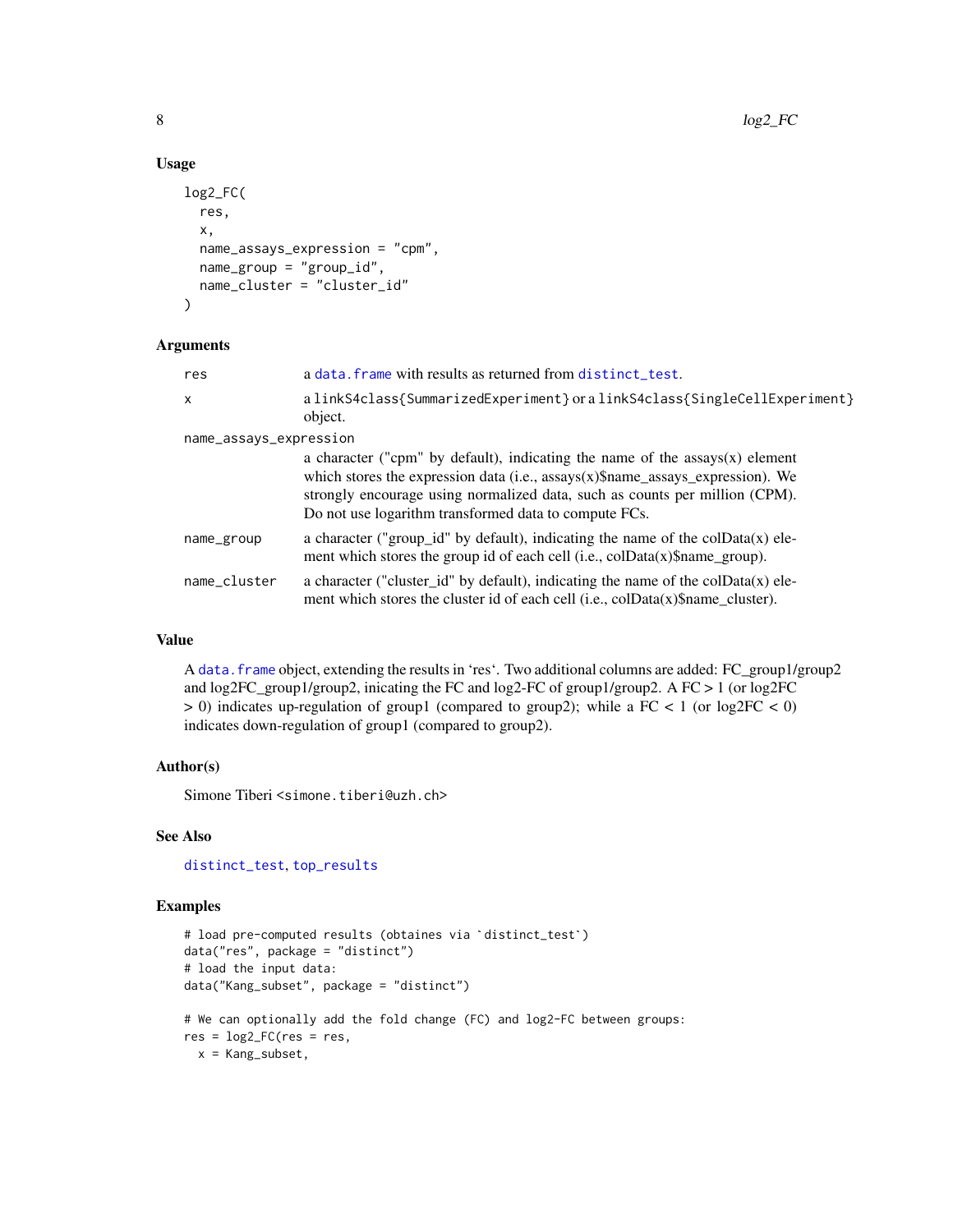### Usage

```
log2_FC(
  res,
  x,
  name_assays_expression = "cpm",
  name_group = "group_id",
  name_cluster = "cluster_id"
)
```

### Arguments

| Argument | Description |
|---|---|
| `res` | a `data.frame` with results as returned from `distinct_test`. |
| `x` | a `linkS4class{SummarizedExperiment}` or a `linkS4class{SingleCellExperiment}` object. |
| `name_assays_expression` | a character ("cpm" by default), indicating the name of the assays(x) element which stores the expression data (i.e., assays(x)$name_assays_expression). We strongly encourage using normalized data, such as counts per million (CPM). Do not use logarithm transformed data to compute FCs. |
| `name_group` | a character ("group_id" by default), indicating the name of the colData(x) element which stores the group id of each cell (i.e., colData(x)$name_group). |
| `name_cluster` | a character ("cluster_id" by default), indicating the name of the colData(x) element which stores the cluster id of each cell (i.e., colData(x)$name_cluster). |

### Value

A `data.frame` object, extending the results in 'res'. Two additional columns are added: FC_group1/group2 and log2FC_group1/group2, inicating the FC and log2-FC of group1/group2. A FC > 1 (or log2FC > 0) indicates up-regulation of group1 (compared to group2); while a FC < 1 (or log2FC < 0) indicates down-regulation of group1 (compared to group2).

### Author(s)

Simone Tiberi <simone.tiberi@uzh.ch>

### See Also

`distinct_test`, `top_results`

### Examples

```
# load pre-computed results (obtaines via `distinct_test`)
data("res", package = "distinct")
# load the input data:
data("Kang_subset", package = "distinct")

# We can optionally add the fold change (FC) and log2-FC between groups:
res = log2_FC(res = res,
  x = Kang_subset,
```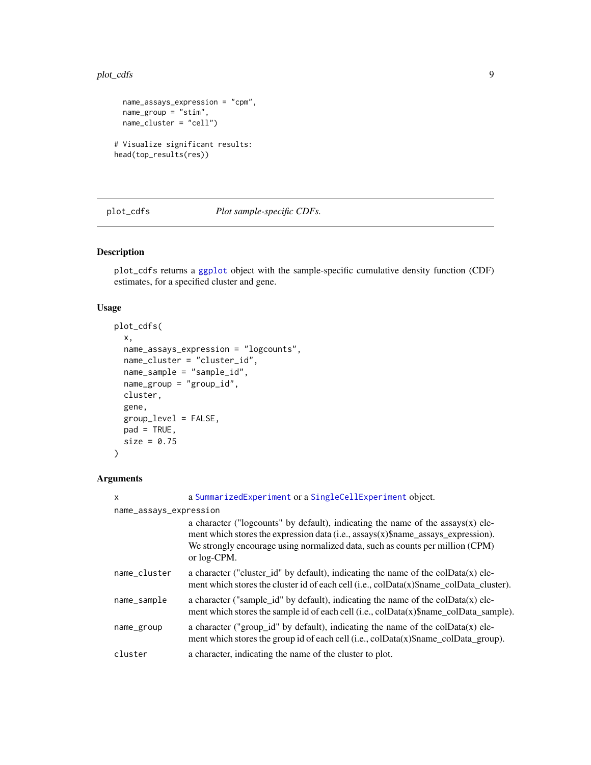```
  name_assays_expression = "cpm",
  name_group = "stim",
  name_cluster = "cell")

# Visualize significant results:
head(top_results(res))
```

---

## plot_cdfs    *Plot sample-specific CDFs.*

### Description

plot_cdfs returns a ggplot object with the sample-specific cumulative density function (CDF) estimates, for a specified cluster and gene.

### Usage

```
plot_cdfs(
  x,
  name_assays_expression = "logcounts",
  name_cluster = "cluster_id",
  name_sample = "sample_id",
  name_group = "group_id",
  cluster,
  gene,
  group_level = FALSE,
  pad = TRUE,
  size = 0.75
)
```

### Arguments

| Argument | Description |
|---|---|
| x | a SummarizedExperiment or a SingleCellExperiment object. |
| name_assays_expression | a character ("logcounts" by default), indicating the name of the assays(x) element which stores the expression data (i.e., assays(x)$name_assays_expression). We strongly encourage using normalized data, such as counts per million (CPM) or log-CPM. |
| name_cluster | a character ("cluster_id" by default), indicating the name of the colData(x) element which stores the cluster id of each cell (i.e., colData(x)$name_colData_cluster). |
| name_sample | a character ("sample_id" by default), indicating the name of the colData(x) element which stores the sample id of each cell (i.e., colData(x)$name_colData_sample). |
| name_group | a character ("group_id" by default), indicating the name of the colData(x) element which stores the group id of each cell (i.e., colData(x)$name_colData_group). |
| cluster | a character, indicating the name of the cluster to plot. |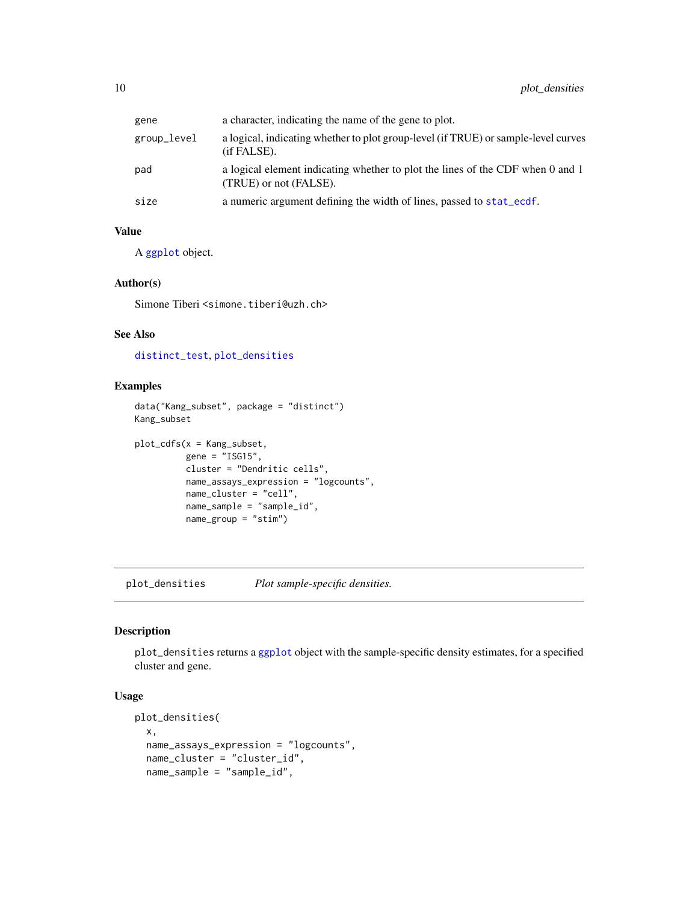| | |
|---|---|
| gene | a character, indicating the name of the gene to plot. |
| group_level | a logical, indicating whether to plot group-level (if TRUE) or sample-level curves (if FALSE). |
| pad | a logical element indicating whether to plot the lines of the CDF when 0 and 1 (TRUE) or not (FALSE). |
| size | a numeric argument defining the width of lines, passed to stat_ecdf. |

### Value

A ggplot object.

### Author(s)

Simone Tiberi <simone.tiberi@uzh.ch>

### See Also

distinct_test, plot_densities

### Examples

```
data("Kang_subset", package = "distinct")
Kang_subset

plot_cdfs(x = Kang_subset,
          gene = "ISG15",
          cluster = "Dendritic cells",
          name_assays_expression = "logcounts",
          name_cluster = "cell",
          name_sample = "sample_id",
          name_group = "stim")
```

---

## plot_densities    *Plot sample-specific densities.*

---

### Description

plot_densities returns a ggplot object with the sample-specific density estimates, for a specified cluster and gene.

### Usage

```
plot_densities(
  x,
  name_assays_expression = "logcounts",
  name_cluster = "cluster_id",
  name_sample = "sample_id",
```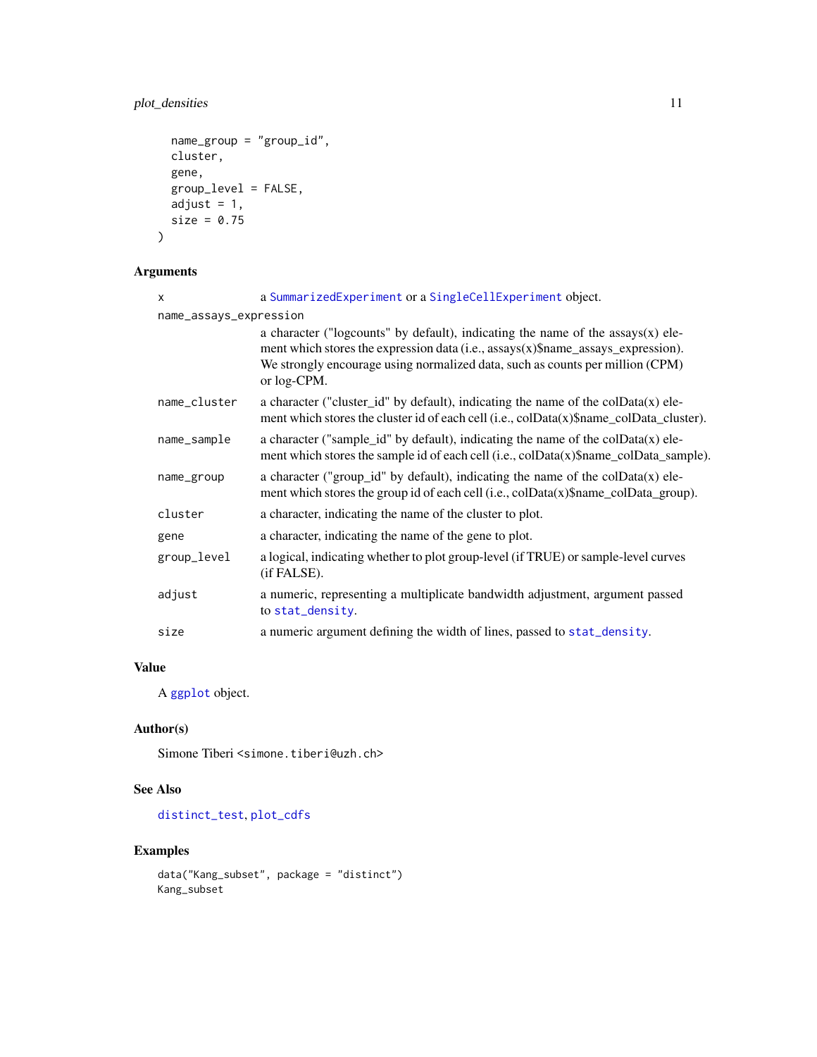```
  name_group = "group_id",
  cluster,
  gene,
  group_level = FALSE,
  adjust = 1,
  size = 0.75
)
```

## Arguments

`x` a SummarizedExperiment or a SingleCellExperiment object.

`name_assays_expression` a character ("logcounts" by default), indicating the name of the assays(x) element which stores the expression data (i.e., assays(x)$name_assays_expression). We strongly encourage using normalized data, such as counts per million (CPM) or log-CPM.

`name_cluster` a character ("cluster_id" by default), indicating the name of the colData(x) element which stores the cluster id of each cell (i.e., colData(x)$name_colData_cluster).

`name_sample` a character ("sample_id" by default), indicating the name of the colData(x) element which stores the sample id of each cell (i.e., colData(x)$name_colData_sample).

`name_group` a character ("group_id" by default), indicating the name of the colData(x) element which stores the group id of each cell (i.e., colData(x)$name_colData_group).

`cluster` a character, indicating the name of the cluster to plot.

`gene` a character, indicating the name of the gene to plot.

`group_level` a logical, indicating whether to plot group-level (if TRUE) or sample-level curves (if FALSE).

`adjust` a numeric, representing a multiplicate bandwidth adjustment, argument passed to stat_density.

`size` a numeric argument defining the width of lines, passed to stat_density.

## Value

A ggplot object.

## Author(s)

Simone Tiberi <simone.tiberi@uzh.ch>

## See Also

distinct_test, plot_cdfs

## Examples

```
data("Kang_subset", package = "distinct")
Kang_subset
```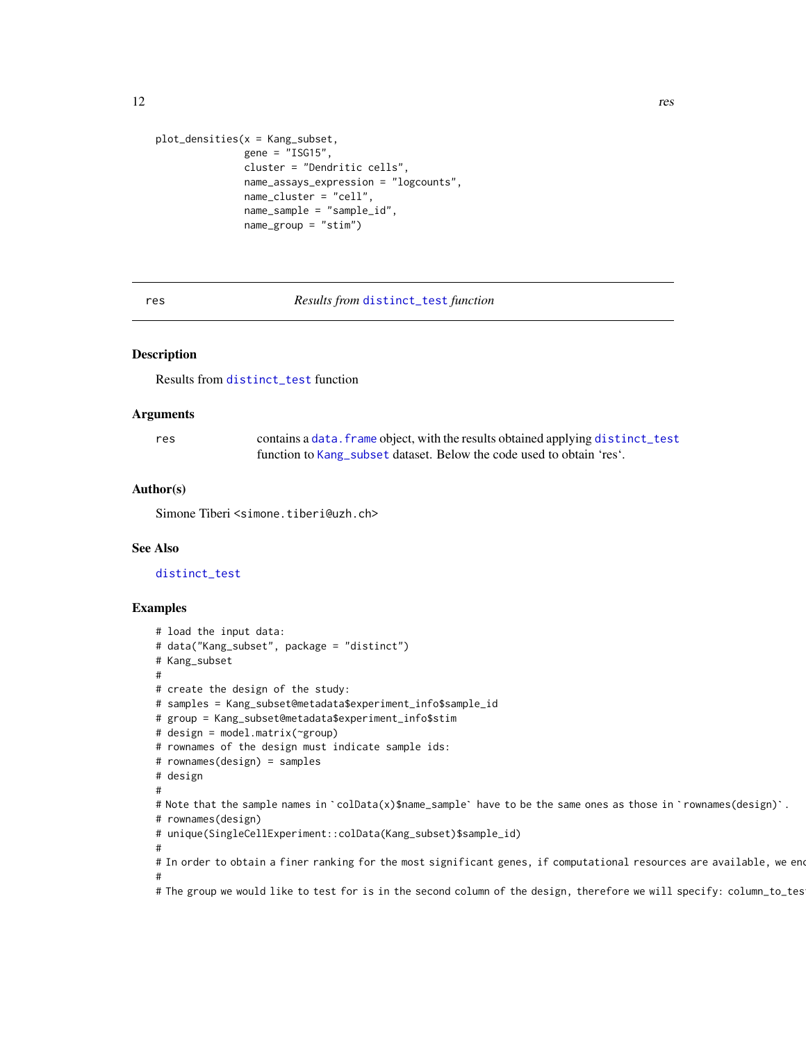```
plot_densities(x = Kang_subset,
               gene = "ISG15",
               cluster = "Dendritic cells",
               name_assays_expression = "logcounts",
               name_cluster = "cell",
               name_sample = "sample_id",
               name_group = "stim")
```

---

## res — *Results from* `distinct_test` *function*

---

### Description

Results from `distinct_test` function

### Arguments

| | |
|---|---|
| res | contains a `data.frame` object, with the results obtained applying `distinct_test` function to `Kang_subset` dataset. Below the code used to obtain 'res'. |

### Author(s)

Simone Tiberi <simone.tiberi@uzh.ch>

### See Also

`distinct_test`

### Examples

```
# load the input data:
# data("Kang_subset", package = "distinct")
# Kang_subset
#
# create the design of the study:
# samples = Kang_subset@metadata$experiment_info$sample_id
# group = Kang_subset@metadata$experiment_info$stim
# design = model.matrix(~group)
# rownames of the design must indicate sample ids:
# rownames(design) = samples
# design
#
# Note that the sample names in `colData(x)$name_sample` have to be the same ones as those in `rownames(design)`.
# rownames(design)
# unique(SingleCellExperiment::colData(Kang_subset)$sample_id)
#
# In order to obtain a finer ranking for the most significant genes, if computational resources are available, we enc
#
# The group we would like to test for is in the second column of the design, therefore we will specify: column_to_tes
```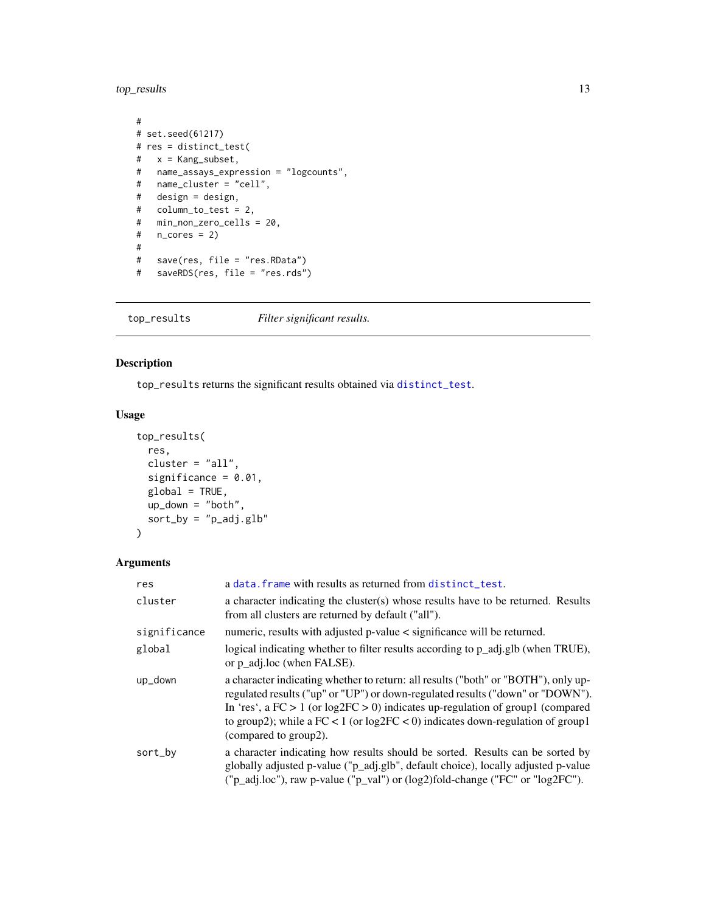```
#
# set.seed(61217)
# res = distinct_test(
#   x = Kang_subset,
#   name_assays_expression = "logcounts",
#   name_cluster = "cell",
#   design = design,
#   column_to_test = 2,
#   min_non_zero_cells = 20,
#   n_cores = 2)
#
#   save(res, file = "res.RData")
#   saveRDS(res, file = "res.rds")
```

---

## top_results — *Filter significant results.*

### Description

top_results returns the significant results obtained via distinct_test.

### Usage

```
top_results(
  res,
  cluster = "all",
  significance = 0.01,
  global = TRUE,
  up_down = "both",
  sort_by = "p_adj.glb"
)
```

### Arguments

| | |
|---|---|
| res | a data.frame with results as returned from distinct_test. |
| cluster | a character indicating the cluster(s) whose results have to be returned. Results from all clusters are returned by default ("all"). |
| significance | numeric, results with adjusted p-value < significance will be returned. |
| global | logical indicating whether to filter results according to p_adj.glb (when TRUE), or p_adj.loc (when FALSE). |
| up_down | a character indicating whether to return: all results ("both" or "BOTH"), only up-regulated results ("up" or "UP") or down-regulated results ("down" or "DOWN"). In 'res', a FC > 1 (or log2FC > 0) indicates up-regulation of group1 (compared to group2); while a FC < 1 (or log2FC < 0) indicates down-regulation of group1 (compared to group2). |
| sort_by | a character indicating how results should be sorted. Results can be sorted by globally adjusted p-value ("p_adj.glb", default choice), locally adjusted p-value ("p_adj.loc"), raw p-value ("p_val") or (log2)fold-change ("FC" or "log2FC"). |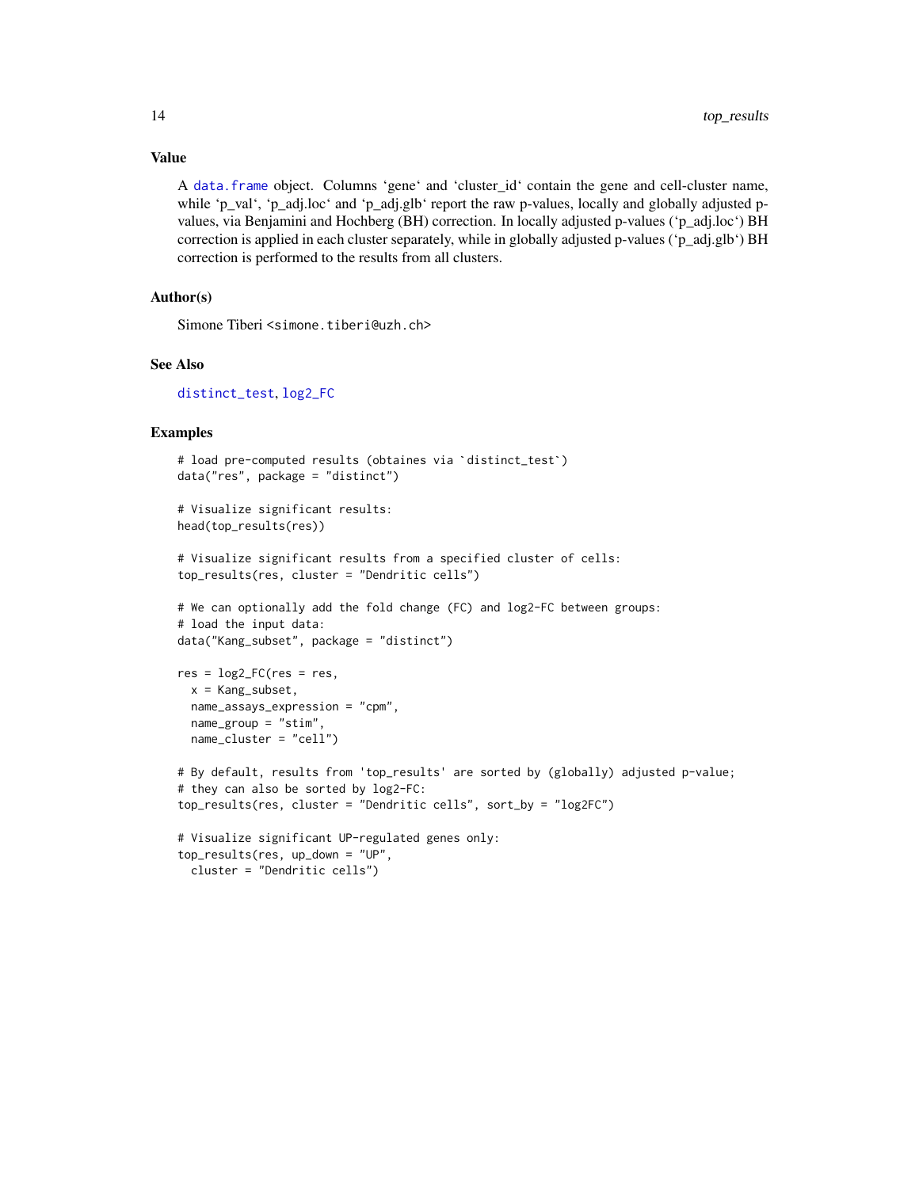## Value

A data.frame object. Columns 'gene' and 'cluster_id' contain the gene and cell-cluster name, while 'p_val', 'p_adj.loc' and 'p_adj.glb' report the raw p-values, locally and globally adjusted p-values, via Benjamini and Hochberg (BH) correction. In locally adjusted p-values ('p_adj.loc') BH correction is applied in each cluster separately, while in globally adjusted p-values ('p_adj.glb') BH correction is performed to the results from all clusters.

## Author(s)

Simone Tiberi <simone.tiberi@uzh.ch>

## See Also

distinct_test, log2_FC

## Examples

```
# load pre-computed results (obtaines via `distinct_test`)
data("res", package = "distinct")

# Visualize significant results:
head(top_results(res))

# Visualize significant results from a specified cluster of cells:
top_results(res, cluster = "Dendritic cells")

# We can optionally add the fold change (FC) and log2-FC between groups:
# load the input data:
data("Kang_subset", package = "distinct")

res = log2_FC(res = res,
  x = Kang_subset,
  name_assays_expression = "cpm",
  name_group = "stim",
  name_cluster = "cell")

# By default, results from 'top_results' are sorted by (globally) adjusted p-value;
# they can also be sorted by log2-FC:
top_results(res, cluster = "Dendritic cells", sort_by = "log2FC")

# Visualize significant UP-regulated genes only:
top_results(res, up_down = "UP",
  cluster = "Dendritic cells")
```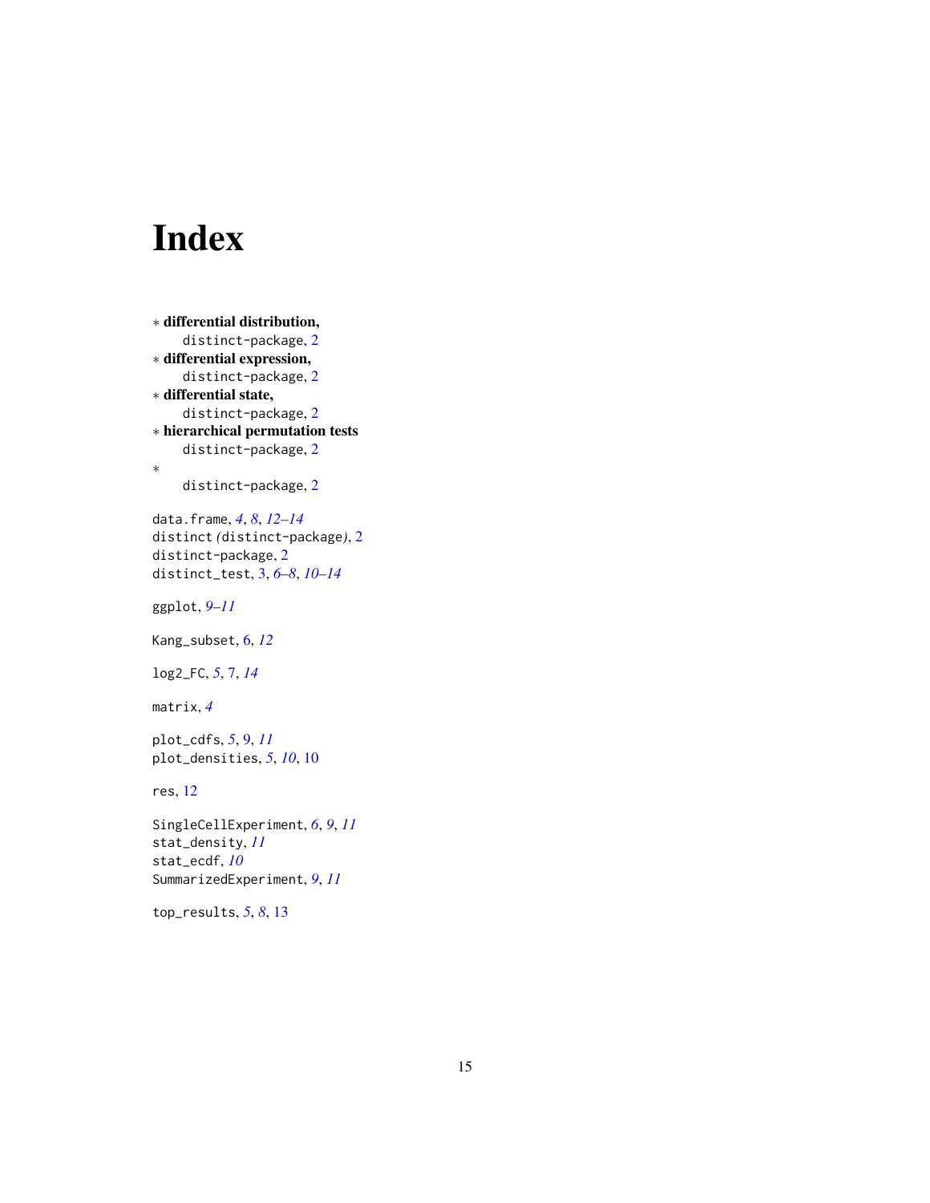# Index

* **differential distribution,**
    distinct-package, 2
* **differential expression,**
    distinct-package, 2
* **differential state,**
    distinct-package, 2
* **hierarchical permutation tests**
    distinct-package, 2
*
    distinct-package, 2

data.frame, *4*, *8*, *12–14*
distinct (distinct-package), 2
distinct-package, 2
distinct_test, 3, *6–8*, *10–14*

ggplot, *9–11*

Kang_subset, 6, *12*

log2_FC, *5*, 7, *14*

matrix, *4*

plot_cdfs, *5*, 9, *11*
plot_densities, *5*, *10*, 10

res, 12

SingleCellExperiment, *6*, *9*, *11*
stat_density, *11*
stat_ecdf, *10*
SummarizedExperiment, *9*, *11*

top_results, *5*, *8*, 13